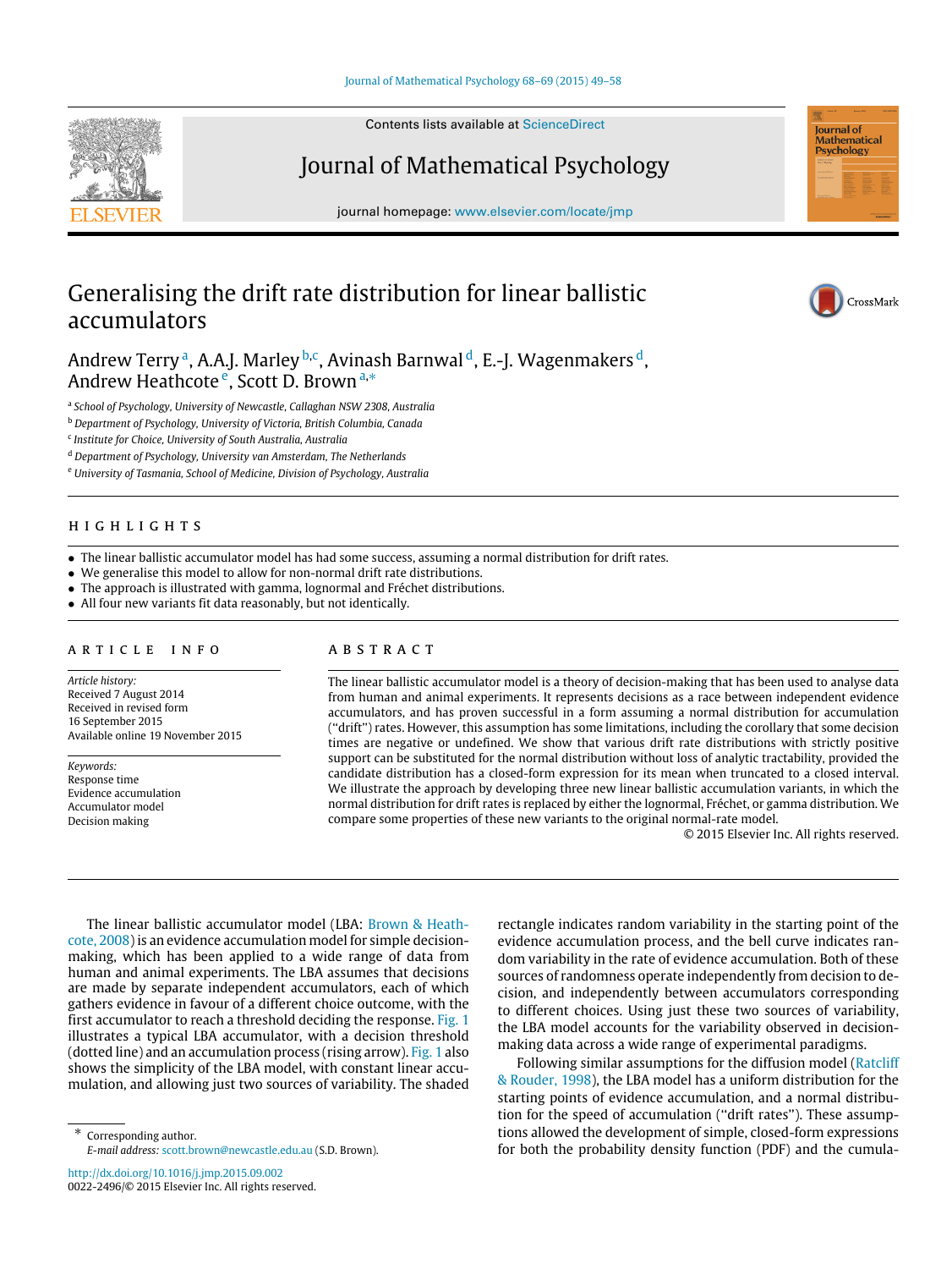# Generalising the drift rate distribution for linear ballistic accumulators

Andrew Terry[a], A.A.J. Marley[b,c], Avinash Barnwal[d], E.-J. Wagenmakers[d], Andrew Heathcote[e], Scott D. Brown[a,*]

[a] *School of Psychology, University of Newcastle, Callaghan NSW 2308, Australia*
[b] *Department of Psychology, University of Victoria, British Columbia, Canada*
[c] *Institute for Choice, University of South Australia, Australia*
[d] *Department of Psychology, University van Amsterdam, The Netherlands*
[e] *University of Tasmania, School of Medicine, Division of Psychology, Australia*

## HIGHLIGHTS

- The linear ballistic accumulator model has had some success, assuming a normal distribution for drift rates.
- We generalise this model to allow for non-normal drift rate distributions.
- The approach is illustrated with gamma, lognormal and Fréchet distributions.
- All four new variants fit data reasonably, but not identically.

## ARTICLE INFO

*Article history:*
Received 7 August 2014
Received in revised form
16 September 2015
Available online 19 November 2015

*Keywords:*
Response time
Evidence accumulation
Accumulator model
Decision making

## ABSTRACT

The linear ballistic accumulator model is a theory of decision-making that has been used to analyse data from human and animal experiments. It represents decisions as a race between independent evidence accumulators, and has proven successful in a form assuming a normal distribution for accumulation ("drift") rates. However, this assumption has some limitations, including the corollary that some decision times are negative or undefined. We show that various drift rate distributions with strictly positive support can be substituted for the normal distribution without loss of analytic tractability, provided the candidate distribution has a closed-form expression for its mean when truncated to a closed interval. We illustrate the approach by developing three new linear ballistic accumulation variants, in which the normal distribution for drift rates is replaced by either the lognormal, Fréchet, or gamma distribution. We compare some properties of these new variants to the original normal-rate model.

© 2015 Elsevier Inc. All rights reserved.

The linear ballistic accumulator model (LBA: Brown & Heathcote, 2008) is an evidence accumulation model for simple decision-making, which has been applied to a wide range of data from human and animal experiments. The LBA assumes that decisions are made by separate independent accumulators, each of which gathers evidence in favour of a different choice outcome, with the first accumulator to reach a threshold deciding the response. Fig. 1 illustrates a typical LBA accumulator, with a decision threshold (dotted line) and an accumulation process (rising arrow). Fig. 1 also shows the simplicity of the LBA model, with constant linear accumulation, and allowing just two sources of variability. The shaded rectangle indicates random variability in the starting point of the evidence accumulation process, and the bell curve indicates random variability in the rate of evidence accumulation. Both of these sources of randomness operate independently from decision to decision, and independently between accumulators corresponding to different choices. Using just these two sources of variability, the LBA model accounts for the variability observed in decision-making data across a wide range of experimental paradigms.

Following similar assumptions for the diffusion model (Ratcliff & Rouder, 1998), the LBA model has a uniform distribution for the starting points of evidence accumulation, and a normal distribution for the speed of accumulation ("drift rates"). These assumptions allowed the development of simple, closed-form expressions for both the probability density function (PDF) and the cumula-

\* Corresponding author.
*E-mail address:* scott.brown@newcastle.edu.au (S.D. Brown).

http://dx.doi.org/10.1016/j.jmp.2015.09.002
0022-2496/© 2015 Elsevier Inc. All rights reserved.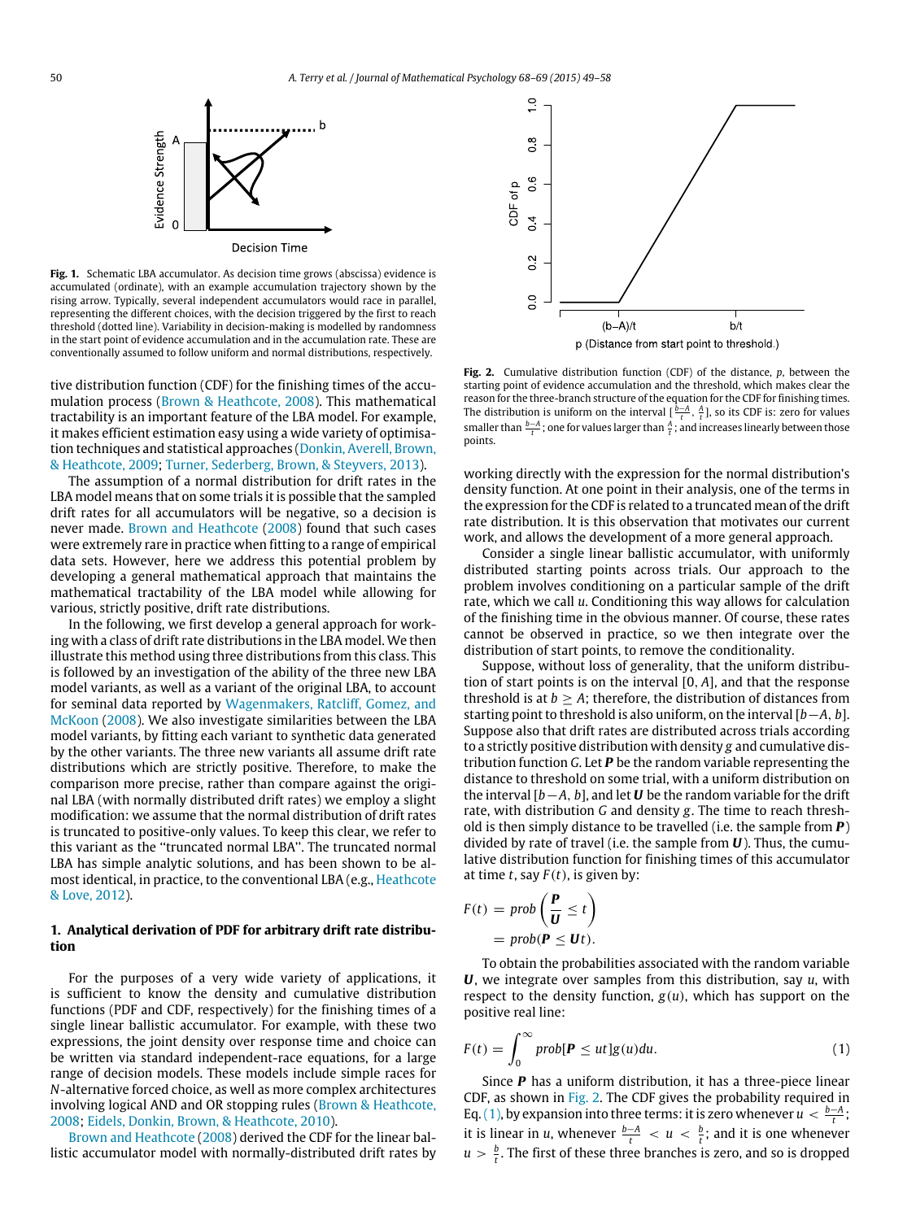A

b

Evidence Strength

0

Decision Time

**Fig. 1.** Schematic LBA accumulator. As decision time grows (abscissa) evidence is accumulated (ordinate), with an example accumulation trajectory shown by the rising arrow. Typically, several independent accumulators would race in parallel, representing the different choices, with the decision triggered by the first to reach threshold (dotted line). Variability in decision-making is modelled by randomness in the start point of evidence accumulation and in the accumulation rate. These are conventionally assumed to follow uniform and normal distributions, respectively.

tive distribution function (CDF) for the finishing times of the accumulation process (Brown & Heathcote, 2008). This mathematical tractability is an important feature of the LBA model. For example, it makes efficient estimation easy using a wide variety of optimisation techniques and statistical approaches (Donkin, Averell, Brown, & Heathcote, 2009; Turner, Sederberg, Brown, & Steyvers, 2013).

The assumption of a normal distribution for drift rates in the LBA model means that on some trials it is possible that the sampled drift rates for all accumulators will be negative, so a decision is never made. Brown and Heathcote (2008) found that such cases were extremely rare in practice when fitting to a range of empirical data sets. However, here we address this potential problem by developing a general mathematical approach that maintains the mathematical tractability of the LBA model while allowing for various, strictly positive, drift rate distributions.

In the following, we first develop a general approach for working with a class of drift rate distributions in the LBA model. We then illustrate this method using three distributions from this class. This is followed by an investigation of the ability of the three new LBA model variants, as well as a variant of the original LBA, to account for seminal data reported by Wagenmakers, Ratcliff, Gomez, and McKoon (2008). We also investigate similarities between the LBA model variants, by fitting each variant to synthetic data generated by the other variants. The three new variants all assume drift rate distributions which are strictly positive. Therefore, to make the comparison more precise, rather than compare against the original LBA (with normally distributed drift rates) we employ a slight modification: we assume that the normal distribution of drift rates is truncated to positive-only values. To keep this clear, we refer to this variant as the "truncated normal LBA". The truncated normal LBA has simple analytic solutions, and has been shown to be almost identical, in practice, to the conventional LBA (e.g., Heathcote & Love, 2012).

## 1. Analytical derivation of PDF for arbitrary drift rate distribution

For the purposes of a very wide variety of applications, it is sufficient to know the density and cumulative distribution functions (PDF and CDF, respectively) for the finishing times of a single linear ballistic accumulator. For example, with these two expressions, the joint density over response time and choice can be written via standard independent-race equations, for a large range of decision models. These models include simple races for $N$-alternative forced choice, as well as more complex architectures involving logical AND and OR stopping rules (Brown & Heathcote, 2008; Eidels, Donkin, Brown, & Heathcote, 2010).

Brown and Heathcote (2008) derived the CDF for the linear ballistic accumulator model with normally-distributed drift rates by

1.0
0.8
0.6
0.4
0.2
0.0

CDF of p

(b−A)/t

b/t

p (Distance from start point to threshold.)

**Fig. 2.** Cumulative distribution function (CDF) of the distance, $p$, between the starting point of evidence accumulation and the threshold, which makes clear the reason for the three-branch structure of the equation for the CDF for finishing times. The distribution is uniform on the interval $[\frac{b-A}{t}, \frac{A}{t}]$, so its CDF is: zero for values smaller than $\frac{b-A}{t}$; one for values larger than $\frac{A}{t}$; and increases linearly between those points.

working directly with the expression for the normal distribution's density function. At one point in their analysis, one of the terms in the expression for the CDF is related to a truncated mean of the drift rate distribution. It is this observation that motivates our current work, and allows the development of a more general approach.

Consider a single linear ballistic accumulator, with uniformly distributed starting points across trials. Our approach to the problem involves conditioning on a particular sample of the drift rate, which we call $u$. Conditioning this way allows for calculation of the finishing time in the obvious manner. Of course, these rates cannot be observed in practice, so we then integrate over the distribution of start points, to remove the conditionality.

Suppose, without loss of generality, that the uniform distribution of start points is on the interval $[0, A]$, and that the response threshold is at $b \geq A$; therefore, the distribution of distances from starting point to threshold is also uniform, on the interval $[b-A, b]$. Suppose also that drift rates are distributed across trials according to a strictly positive distribution with density $g$ and cumulative distribution function $G$. Let $\boldsymbol{P}$ be the random variable representing the distance to threshold on some trial, with a uniform distribution on the interval $[b-A, b]$, and let $\boldsymbol{U}$ be the random variable for the drift rate, with distribution $G$ and density $g$. The time to reach threshold is then simply distance to be travelled (i.e. the sample from $\boldsymbol{P}$) divided by rate of travel (i.e. the sample from $\boldsymbol{U}$). Thus, the cumulative distribution function for finishing times of this accumulator at time $t$, say $F(t)$, is given by:

$$
\begin{aligned}
F(t) &= prob\left(\frac{\boldsymbol{P}}{\boldsymbol{U}} \leq t\right) \\
&= prob(\boldsymbol{P} \leq \boldsymbol{U}t).
\end{aligned}
$$

To obtain the probabilities associated with the random variable $\boldsymbol{U}$, we integrate over samples from this distribution, say $u$, with respect to the density function, $g(u)$, which has support on the positive real line:

$$
F(t) = \int_0^\infty prob[\boldsymbol{P} \leq ut]g(u)du. \tag{1}
$$

Since $\boldsymbol{P}$ has a uniform distribution, it has a three-piece linear CDF, as shown in Fig. 2. The CDF gives the probability required in Eq. (1), by expansion into three terms: it is zero whenever $u < \frac{b-A}{t}$; it is linear in $u$, whenever $\frac{b-A}{t} < u < \frac{b}{t}$; and it is one whenever $u > \frac{b}{t}$. The first of these three branches is zero, and so is dropped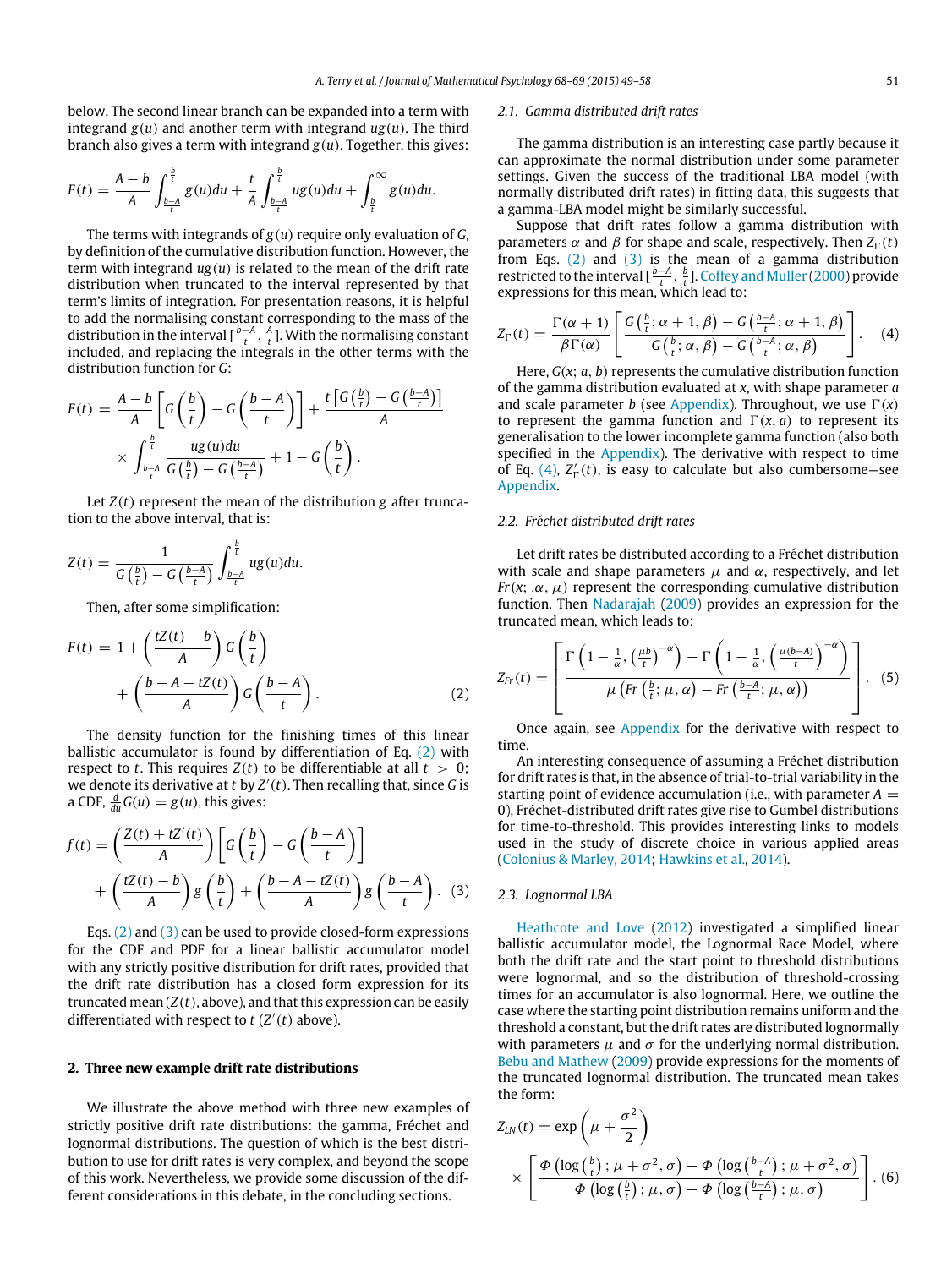below. The second linear branch can be expanded into a term with integrand $g(u)$ and another term with integrand $ug(u)$. The third branch also gives a term with integrand $g(u)$. Together, this gives:

$$F(t) = \frac{A-b}{A}\int_{\frac{b-A}{t}}^{\frac{b}{t}} g(u)du + \frac{t}{A}\int_{\frac{b-A}{t}}^{\frac{b}{t}} ug(u)du + \int_{\frac{b}{t}}^{\infty} g(u)du.$$

The terms with integrands of $g(u)$ require only evaluation of $G$, by definition of the cumulative distribution function. However, the term with integrand $ug(u)$ is related to the mean of the drift rate distribution when truncated to the interval represented by that term's limits of integration. For presentation reasons, it is helpful to add the normalising constant corresponding to the mass of the distribution in the interval $[\frac{b-A}{t}, \frac{A}{t}]$. With the normalising constant included, and replacing the integrals in the other terms with the distribution function for $G$:

$$F(t) = \frac{A-b}{A}\left[G\left(\frac{b}{t}\right) - G\left(\frac{b-A}{t}\right)\right] + \frac{t\left[G\left(\frac{b}{t}\right) - G\left(\frac{b-A}{t}\right)\right]}{A} \times \int_{\frac{b-A}{t}}^{\frac{b}{t}} \frac{ug(u)du}{G\left(\frac{b}{t}\right) - G\left(\frac{b-A}{t}\right)} + 1 - G\left(\frac{b}{t}\right).$$

Let $Z(t)$ represent the mean of the distribution $g$ after truncation to the above interval, that is:

$$Z(t) = \frac{1}{G\left(\frac{b}{t}\right) - G\left(\frac{b-A}{t}\right)}\int_{\frac{b-A}{t}}^{\frac{b}{t}} ug(u)du.$$

Then, after some simplification:

$$F(t) = 1 + \left(\frac{tZ(t)-b}{A}\right)G\left(\frac{b}{t}\right) + \left(\frac{b-A-tZ(t)}{A}\right)G\left(\frac{b-A}{t}\right). \quad (2)$$

The density function for the finishing times of this linear ballistic accumulator is found by differentiation of Eq. (2) with respect to $t$. This requires $Z(t)$ to be differentiable at all $t > 0$; we denote its derivative at $t$ by $Z'(t)$. Then recalling that, since $G$ is a CDF, $\frac{d}{du}G(u) = g(u)$, this gives:

$$f(t) = \left(\frac{Z(t)+tZ'(t)}{A}\right)\left[G\left(\frac{b}{t}\right) - G\left(\frac{b-A}{t}\right)\right] + \left(\frac{tZ(t)-b}{A}\right)g\left(\frac{b}{t}\right) + \left(\frac{b-A-tZ(t)}{A}\right)g\left(\frac{b-A}{t}\right). \quad (3)$$

Eqs. (2) and (3) can be used to provide closed-form expressions for the CDF and PDF for a linear ballistic accumulator model with any strictly positive distribution for drift rates, provided that the drift rate distribution has a closed form expression for its truncated mean ($Z(t)$, above), and that this expression can be easily differentiated with respect to $t$ ($Z'(t)$ above).

## 2. Three new example drift rate distributions

We illustrate the above method with three new examples of strictly positive drift rate distributions: the gamma, Fréchet and lognormal distributions. The question of which is the best distribution to use for drift rates is very complex, and beyond the scope of this work. Nevertheless, we provide some discussion of the different considerations in this debate, in the concluding sections.

### 2.1. Gamma distributed drift rates

The gamma distribution is an interesting case partly because it can approximate the normal distribution under some parameter settings. Given the success of the traditional LBA model (with normally distributed drift rates) in fitting data, this suggests that a gamma-LBA model might be similarly successful.

Suppose that drift rates follow a gamma distribution with parameters $\alpha$ and $\beta$ for shape and scale, respectively. Then $Z_\Gamma(t)$ from Eqs. (2) and (3) is the mean of a gamma distribution restricted to the interval $[\frac{b-A}{t}, \frac{b}{t}]$. Coffey and Muller (2000) provide expressions for this mean, which lead to:

$$Z_\Gamma(t) = \frac{\Gamma(\alpha+1)}{\beta\Gamma(\alpha)}\left[\frac{G\left(\frac{b}{t};\alpha+1,\beta\right) - G\left(\frac{b-A}{t};\alpha+1,\beta\right)}{G\left(\frac{b}{t};\alpha,\beta\right) - G\left(\frac{b-A}{t};\alpha,\beta\right)}\right]. \quad (4)$$

Here, $G(x; a, b)$ represents the cumulative distribution function of the gamma distribution evaluated at $x$, with shape parameter $a$ and scale parameter $b$ (see Appendix). Throughout, we use $\Gamma(x)$ to represent the gamma function and $\Gamma(x, a)$ to represent its generalisation to the lower incomplete gamma function (also both specified in the Appendix). The derivative with respect to time of Eq. (4), $Z'_\Gamma(t)$, is easy to calculate but also cumbersome—see Appendix.

### 2.2. Fréchet distributed drift rates

Let drift rates be distributed according to a Fréchet distribution with scale and shape parameters $\mu$ and $\alpha$, respectively, and let $Fr(x; .\alpha, \mu)$ represent the corresponding cumulative distribution function. Then Nadarajah (2009) provides an expression for the truncated mean, which leads to:

$$Z_{Fr}(t) = \left[\frac{\Gamma\left(1-\frac{1}{\alpha}, \left(\frac{\mu b}{t}\right)^{-\alpha}\right) - \Gamma\left(1-\frac{1}{\alpha}, \left(\frac{\mu(b-A)}{t}\right)^{-\alpha}\right)}{\mu\left(Fr\left(\frac{b}{t};\mu,\alpha\right) - Fr\left(\frac{b-A}{t};\mu,\alpha\right)\right)}\right]. \quad (5)$$

Once again, see Appendix for the derivative with respect to time.

An interesting consequence of assuming a Fréchet distribution for drift rates is that, in the absence of trial-to-trial variability in the starting point of evidence accumulation (i.e., with parameter $A = 0$), Fréchet-distributed drift rates give rise to Gumbel distributions for time-to-threshold. This provides interesting links to models used in the study of discrete choice in various applied areas (Colonius & Marley, 2014; Hawkins et al., 2014).

### 2.3. Lognormal LBA

Heathcote and Love (2012) investigated a simplified linear ballistic accumulator model, the Lognormal Race Model, where both the drift rate and the start point to threshold distributions were lognormal, and so the distribution of threshold-crossing times for an accumulator is also lognormal. Here, we outline the case where the starting point distribution remains uniform and the threshold a constant, but the drift rates are distributed lognormally with parameters $\mu$ and $\sigma$ for the underlying normal distribution. Bebu and Mathew (2009) provide expressions for the moments of the truncated lognormal distribution. The truncated mean takes the form:

$$Z_{LN}(t) = \exp\left(\mu + \frac{\sigma^2}{2}\right) \times \left[\frac{\Phi\left(\log\left(\frac{b}{t}\right);\mu+\sigma^2,\sigma\right) - \Phi\left(\log\left(\frac{b-A}{t}\right);\mu+\sigma^2,\sigma\right)}{\Phi\left(\log\left(\frac{b}{t}\right);\mu,\sigma\right) - \Phi\left(\log\left(\frac{b-A}{t}\right);\mu,\sigma\right)}\right]. \quad (6)$$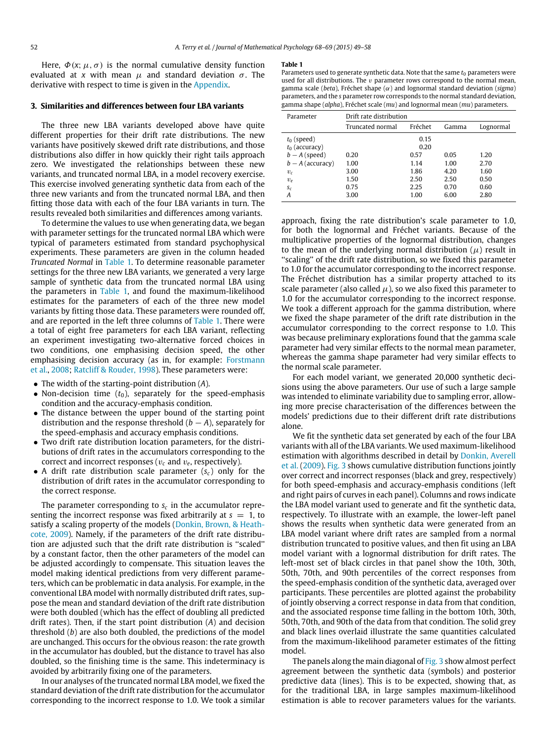Here, $\Phi(x; \mu, \sigma)$ is the normal cumulative density function evaluated at $x$ with mean $\mu$ and standard deviation $\sigma$. The derivative with respect to time is given in the Appendix.

## 3. Similarities and differences between four LBA variants

The three new LBA variants developed above have quite different properties for their drift rate distributions. The new variants have positively skewed drift rate distributions, and those distributions also differ in how quickly their right tails approach zero. We investigated the relationships between these new variants, and truncated normal LBA, in a model recovery exercise. This exercise involved generating synthetic data from each of the three new variants and from the truncated normal LBA, and then fitting those data with each of the four LBA variants in turn. The results revealed both similarities and differences among variants.

To determine the values to use when generating data, we began with parameter settings for the truncated normal LBA which were typical of parameters estimated from standard psychophysical experiments. These parameters are given in the column headed *Truncated Normal* in Table 1. To determine reasonable parameter settings for the three new LBA variants, we generated a very large sample of synthetic data from the truncated normal LBA using the parameters in Table 1, and found the maximum-likelihood estimates for the parameters of each of the three new model variants by fitting those data. These parameters were rounded off, and are reported in the left three columns of Table 1. There were a total of eight free parameters for each LBA variant, reflecting an experiment investigating two-alternative forced choices in two conditions, one emphasising decision speed, the other emphasising decision accuracy (as in, for example: Forstmann et al., 2008; Ratcliff & Rouder, 1998). These parameters were:

- The width of the starting-point distribution ($A$).
- Non-decision time ($t_0$), separately for the speed-emphasis condition and the accuracy-emphasis condition.
- The distance between the upper bound of the starting point distribution and the response threshold ($b - A$), separately for the speed-emphasis and accuracy emphasis conditions.
- Two drift rate distribution location parameters, for the distributions of drift rates in the accumulators corresponding to the correct and incorrect responses ($v_c$ and $v_e$, respectively).
- A drift rate distribution scale parameter ($s_c$) only for the distribution of drift rates in the accumulator corresponding to the correct response.

The parameter corresponding to $s_c$ in the accumulator representing the incorrect response was fixed arbitrarily at $s = 1$, to satisfy a scaling property of the models (Donkin, Brown, & Heathcote, 2009). Namely, if the parameters of the drift rate distribution are adjusted such that the drift rate distribution is "scaled" by a constant factor, then the other parameters of the model can be adjusted accordingly to compensate. This situation leaves the model making identical predictions from very different parameters, which can be problematic in data analysis. For example, in the conventional LBA model with normally distributed drift rates, suppose the mean and standard deviation of the drift rate distribution were both doubled (which has the effect of doubling all predicted drift rates). Then, if the start point distribution ($A$) and decision threshold ($b$) are also both doubled, the predictions of the model are unchanged. This occurs for the obvious reason: the rate growth in the accumulator has doubled, but the distance to travel has also doubled, so the finishing time is the same. This indeterminacy is avoided by arbitrarily fixing one of the parameters.

In our analyses of the truncated normal LBA model, we fixed the standard deviation of the drift rate distribution for the accumulator corresponding to the incorrect response to 1.0. We took a similar approach, fixing the rate distribution's scale parameter to 1.0, for both the lognormal and Fréchet variants. Because of the multiplicative properties of the lognormal distribution, changes to the mean of the underlying normal distribution ($\mu$) result in "scaling" of the drift rate distribution, so we fixed this parameter to 1.0 for the accumulator corresponding to the incorrect response. The Fréchet distribution has a similar property attached to its scale parameter (also called $\mu$), so we also fixed this parameter to 1.0 for the accumulator corresponding to the incorrect response. We took a different approach for the gamma distribution, where we fixed the shape parameter of the drift rate distribution in the accumulator corresponding to the correct response to 1.0. This was because preliminary explorations found that the gamma scale parameter had very similar effects to the normal mean parameter, whereas the gamma shape parameter had very similar effects to the normal scale parameter.

**Table 1**
Parameters used to generate synthetic data. Note that the same $t_0$ parameters were used for all distributions. The $v$ parameter rows correspond to the normal mean, gamma scale (*beta*), Fréchet shape ($\alpha$) and lognormal standard deviation (*sigma*) parameters, and the $s$ parameter row corresponds to the normal standard deviation, gamma shape (*alpha*), Fréchet scale (*mu*) and lognormal mean (*mu*) parameters.

| Parameter | Drift rate distribution | | | |
|---|---|---|---|---|
| | Truncated normal | Fréchet | Gamma | Lognormal |
| $t_0$ (speed) | | 0.15 | | |
| $t_0$ (accuracy) | | 0.20 | | |
| $b - A$ (speed) | 0.20 | 0.57 | 0.05 | 1.20 |
| $b - A$ (accuracy) | 1.00 | 1.14 | 1.00 | 2.70 |
| $v_c$ | 3.00 | 1.86 | 4.20 | 1.60 |
| $v_e$ | 1.50 | 2.50 | 2.50 | 0.50 |
| $s_c$ | 0.75 | 2.25 | 0.70 | 0.60 |
| $A$ | 3.00 | 1.00 | 6.00 | 2.80 |

For each model variant, we generated 20,000 synthetic decisions using the above parameters. Our use of such a large sample was intended to eliminate variability due to sampling error, allowing more precise characterisation of the differences between the models' predictions due to their different drift rate distributions alone.

We fit the synthetic data set generated by each of the four LBA variants with all of the LBA variants. We used maximum-likelihood estimation with algorithms described in detail by Donkin, Averell et al. (2009). Fig. 3 shows cumulative distribution functions jointly over correct and incorrect responses (black and grey, respectively) for both speed-emphasis and accuracy-emphasis conditions (left and right pairs of curves in each panel). Columns and rows indicate the LBA model variant used to generate and fit the synthetic data, respectively. To illustrate with an example, the lower-left panel shows the results when synthetic data were generated from an LBA model variant where drift rates are sampled from a normal distribution truncated to positive values, and then fit using an LBA model variant with a lognormal distribution for drift rates. The left-most set of black circles in that panel show the 10th, 30th, 50th, 70th, and 90th percentiles of the correct responses from the speed-emphasis condition of the synthetic data, averaged over participants. These percentiles are plotted against the probability of jointly observing a correct response in data from that condition, and the associated response time falling in the bottom 10th, 30th, 50th, 70th, and 90th of the data from that condition. The solid grey and black lines overlaid illustrate the same quantities calculated from the maximum-likelihood parameter estimates of the fitting model.

The panels along the main diagonal of Fig. 3 show almost perfect agreement between the synthetic data (symbols) and posterior predictive data (lines). This is to be expected, showing that, as for the traditional LBA, in large samples maximum-likelihood estimation is able to recover parameters values for the variants.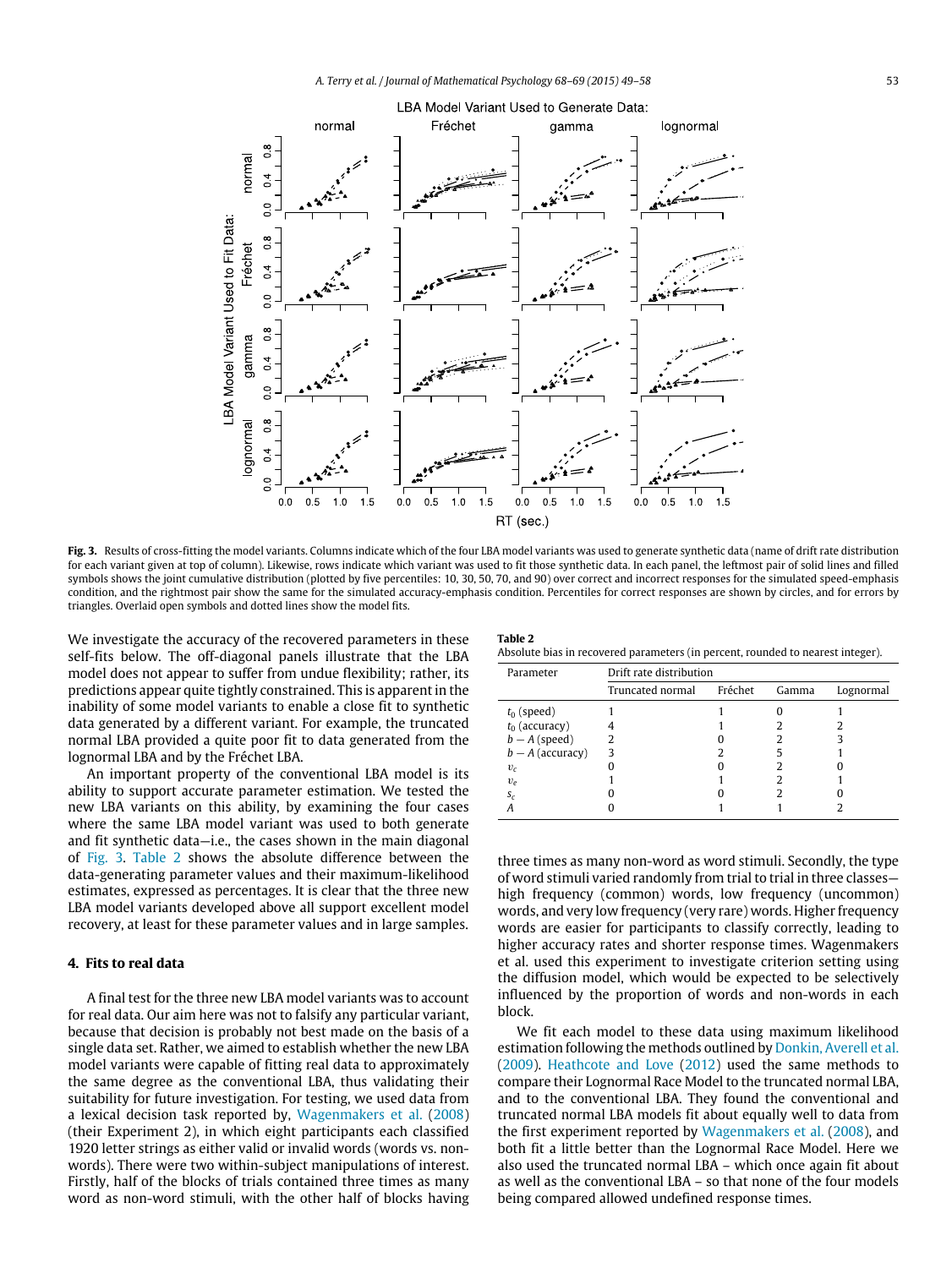**Fig. 3.** Results of cross-fitting the model variants. Columns indicate which of the four LBA model variants was used to generate synthetic data (name of drift rate distribution for each variant given at top of column). Likewise, rows indicate which variant was used to fit those synthetic data. In each panel, the leftmost pair of solid lines and filled symbols shows the joint cumulative distribution (plotted by five percentiles: 10, 30, 50, 70, and 90) over correct and incorrect responses for the simulated speed-emphasis condition, and the rightmost pair show the same for the simulated accuracy-emphasis condition. Percentiles for correct responses are shown by circles, and for errors by triangles. Overlaid open symbols and dotted lines show the model fits.

We investigate the accuracy of the recovered parameters in these self-fits below. The off-diagonal panels illustrate that the LBA model does not appear to suffer from undue flexibility; rather, its predictions appear quite tightly constrained. This is apparent in the inability of some model variants to enable a close fit to synthetic data generated by a different variant. For example, the truncated normal LBA provided a quite poor fit to data generated from the lognormal LBA and by the Fréchet LBA.

An important property of the conventional LBA model is its ability to support accurate parameter estimation. We tested the new LBA variants on this ability, by examining the four cases where the same LBA model variant was used to both generate and fit synthetic data—i.e., the cases shown in the main diagonal of Fig. 3. Table 2 shows the absolute difference between the data-generating parameter values and their maximum-likelihood estimates, expressed as percentages. It is clear that the three new LBA model variants developed above all support excellent model recovery, at least for these parameter values and in large samples.

**Table 2**
Absolute bias in recovered parameters (in percent, rounded to nearest integer).

| Parameter | Drift rate distribution | | | |
|---|---|---|---|---|
| | Truncated normal | Fréchet | Gamma | Lognormal |
| $t_0$ (speed) | 1 | 1 | 0 | 1 |
| $t_0$ (accuracy) | 4 | 1 | 2 | 2 |
| $b - A$ (speed) | 2 | 0 | 2 | 3 |
| $b - A$ (accuracy) | 3 | 2 | 5 | 1 |
| $v_c$ | 0 | 0 | 2 | 0 |
| $v_e$ | 1 | 1 | 2 | 1 |
| $s_c$ | 0 | 0 | 2 | 0 |
| $A$ | 0 | 1 | 1 | 2 |

## 4. Fits to real data

A final test for the three new LBA model variants was to account for real data. Our aim here was not to falsify any particular variant, because that decision is probably not best made on the basis of a single data set. Rather, we aimed to establish whether the new LBA model variants were capable of fitting real data to approximately the same degree as the conventional LBA, thus validating their suitability for future investigation. For testing, we used data from a lexical decision task reported by, Wagenmakers et al. (2008) (their Experiment 2), in which eight participants each classified 1920 letter strings as either valid or invalid words (words vs. non-words). There were two within-subject manipulations of interest. Firstly, half of the blocks of trials contained three times as many word as non-word stimuli, with the other half of blocks having three times as many non-word as word stimuli. Secondly, the type of word stimuli varied randomly from trial to trial in three classes—high frequency (common) words, low frequency (uncommon) words, and very low frequency (very rare) words. Higher frequency words are easier for participants to classify correctly, leading to higher accuracy rates and shorter response times. Wagenmakers et al. used this experiment to investigate criterion setting using the diffusion model, which would be expected to be selectively influenced by the proportion of words and non-words in each block.

We fit each model to these data using maximum likelihood estimation following the methods outlined by Donkin, Averell et al. (2009). Heathcote and Love (2012) used the same methods to compare their Lognormal Race Model to the truncated normal LBA, and to the conventional LBA. They found the conventional and truncated normal LBA models fit about equally well to data from the first experiment reported by Wagenmakers et al. (2008), and both fit a little better than the Lognormal Race Model. Here we also used the truncated normal LBA – which once again fit about as well as the conventional LBA – so that none of the four models being compared allowed undefined response times.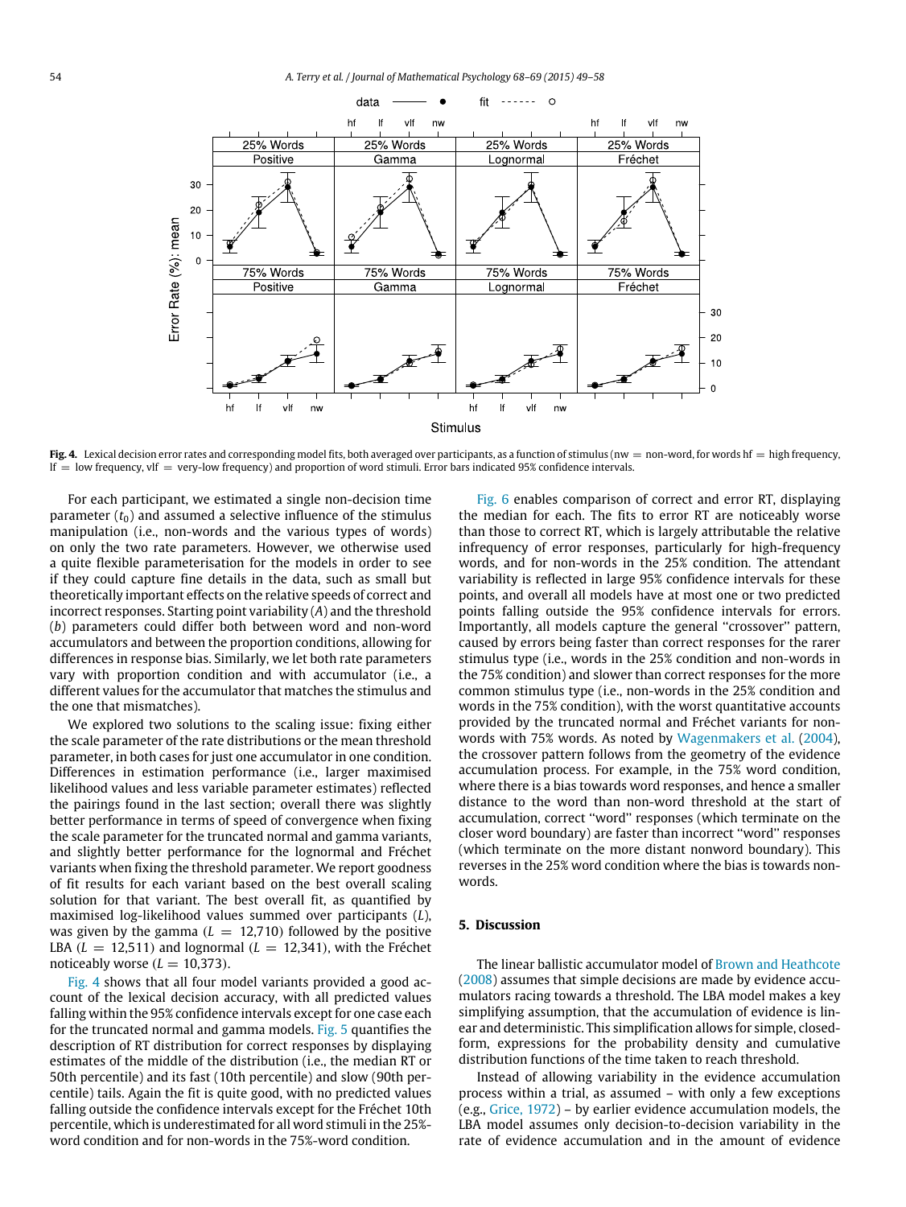Fig. 4. Lexical decision error rates and corresponding model fits, both averaged over participants, as a function of stimulus (nw = non-word, for words hf = high frequency, lf = low frequency, vlf = very-low frequency) and proportion of word stimuli. Error bars indicated 95% confidence intervals.

For each participant, we estimated a single non-decision time parameter ($t_0$) and assumed a selective influence of the stimulus manipulation (i.e., non-words and the various types of words) on only the two rate parameters. However, we otherwise used a quite flexible parameterisation for the models in order to see if they could capture fine details in the data, such as small but theoretically important effects on the relative speeds of correct and incorrect responses. Starting point variability ($A$) and the threshold ($b$) parameters could differ both between word and non-word accumulators and between the proportion conditions, allowing for differences in response bias. Similarly, we let both rate parameters vary with proportion condition and with accumulator (i.e., a different values for the accumulator that matches the stimulus and the one that mismatches).

We explored two solutions to the scaling issue: fixing either the scale parameter of the rate distributions or the mean threshold parameter, in both cases for just one accumulator in one condition. Differences in estimation performance (i.e., larger maximised likelihood values and less variable parameter estimates) reflected the pairings found in the last section; overall there was slightly better performance in terms of speed of convergence when fixing the scale parameter for the truncated normal and gamma variants, and slightly better performance for the lognormal and Fréchet variants when fixing the threshold parameter. We report goodness of fit results for each variant based on the best overall scaling solution for that variant. The best overall fit, as quantified by maximised log-likelihood values summed over participants ($L$), was given by the gamma ($L = 12{,}710$) followed by the positive LBA ($L = 12{,}511$) and lognormal ($L = 12{,}341$), with the Fréchet noticeably worse ($L = 10{,}373$).

Fig. 4 shows that all four model variants provided a good account of the lexical decision accuracy, with all predicted values falling within the 95% confidence intervals except for one case each for the truncated normal and gamma models. Fig. 5 quantifies the description of RT distribution for correct responses by displaying estimates of the middle of the distribution (i.e., the median RT or 50th percentile) and its fast (10th percentile) and slow (90th percentile) tails. Again the fit is quite good, with no predicted values falling outside the confidence intervals except for the Fréchet 10th percentile, which is underestimated for all word stimuli in the 25%-word condition and for non-words in the 75%-word condition.

Fig. 6 enables comparison of correct and error RT, displaying the median for each. The fits to error RT are noticeably worse than those to correct RT, which is largely attributable the relative infrequency of error responses, particularly for high-frequency words, and for non-words in the 25% condition. The attendant variability is reflected in large 95% confidence intervals for these points, and overall all models have at most one or two predicted points falling outside the 95% confidence intervals for errors. Importantly, all models capture the general "crossover" pattern, caused by errors being faster than correct responses for the rarer stimulus type (i.e., words in the 25% condition and non-words in the 75% condition) and slower than correct responses for the more common stimulus type (i.e., non-words in the 25% condition and words in the 75% condition), with the worst quantitative accounts provided by the truncated normal and Fréchet variants for non-words with 75% words. As noted by Wagenmakers et al. (2004), the crossover pattern follows from the geometry of the evidence accumulation process. For example, in the 75% word condition, where there is a bias towards word responses, and hence a smaller distance to the word than non-word threshold at the start of accumulation, correct "word" responses (which terminate on the closer word boundary) are faster than incorrect "word" responses (which terminate on the more distant nonword boundary). This reverses in the 25% word condition where the bias is towards non-words.

## 5. Discussion

The linear ballistic accumulator model of Brown and Heathcote (2008) assumes that simple decisions are made by evidence accumulators racing towards a threshold. The LBA model makes a key simplifying assumption, that the accumulation of evidence is linear and deterministic. This simplification allows for simple, closed-form, expressions for the probability density and cumulative distribution functions of the time taken to reach threshold.

Instead of allowing variability in the evidence accumulation process within a trial, as assumed – with only a few exceptions (e.g., Grice, 1972) – by earlier evidence accumulation models, the LBA model assumes only decision-to-decision variability in the rate of evidence accumulation and in the amount of evidence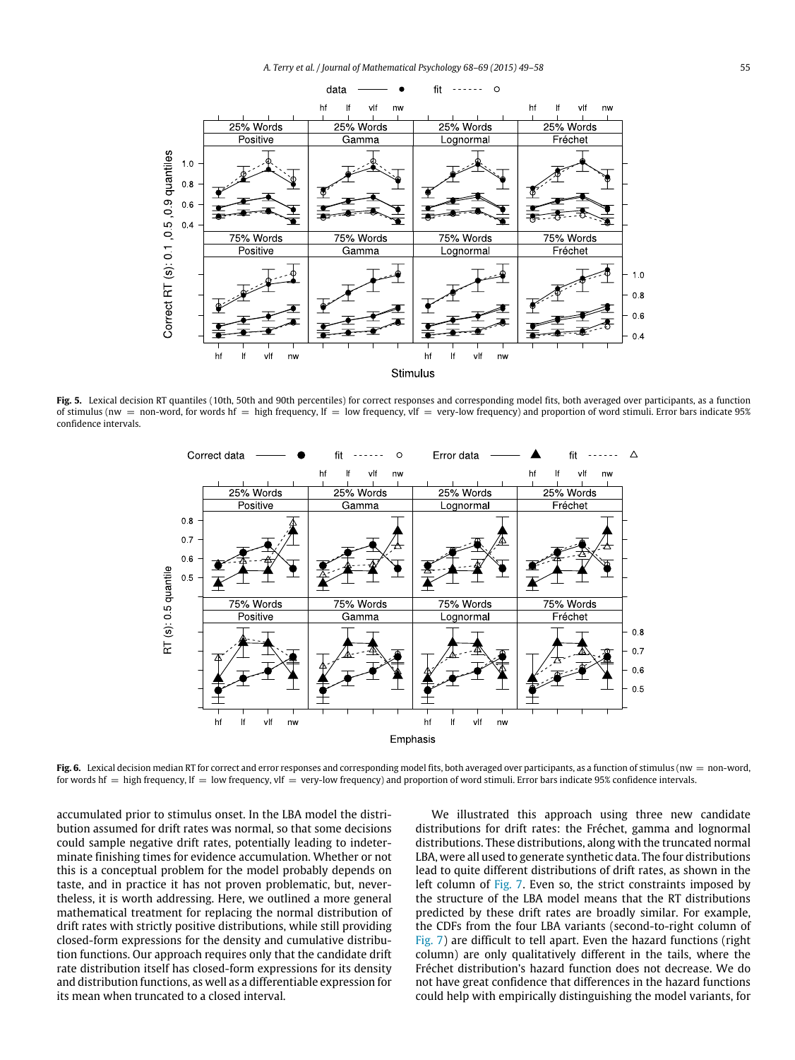data ——— ● fit ------ ○

hf lf vlf nw

25% Words Positive | 25% Words Gamma | 25% Words Lognormal | 25% Words Fréchet

75% Words Positive | 75% Words Gamma | 75% Words Lognormal | 75% Words Fréchet

Correct RT (s): 0.1 ,0.5 ,0.9 quantiles

1.0 0.8 0.6 0.4

Stimulus

**Fig. 5.** Lexical decision RT quantiles (10th, 50th and 90th percentiles) for correct responses and corresponding model fits, both averaged over participants, as a function of stimulus (nw = non-word, for words hf = high frequency, lf = low frequency, vlf = very-low frequency) and proportion of word stimuli. Error bars indicate 95% confidence intervals.

Correct data ——— ● fit ------ ○ Error data ——— ▲ fit ------ △

hf lf vlf nw

25% Words Positive | 25% Words Gamma | 25% Words Lognormal | 25% Words Fréchet

75% Words Positive | 75% Words Gamma | 75% Words Lognormal | 75% Words Fréchet

RT (s): 0.5 quantile

0.8 0.7 0.6 0.5

Emphasis

**Fig. 6.** Lexical decision median RT for correct and error responses and corresponding model fits, both averaged over participants, as a function of stimulus (nw = non-word, for words hf = high frequency, lf = low frequency, vlf = very-low frequency) and proportion of word stimuli. Error bars indicate 95% confidence intervals.

accumulated prior to stimulus onset. In the LBA model the distribution assumed for drift rates was normal, so that some decisions could sample negative drift rates, potentially leading to indeterminate finishing times for evidence accumulation. Whether or not this is a conceptual problem for the model probably depends on taste, and in practice it has not proven problematic, but, nevertheless, it is worth addressing. Here, we outlined a more general mathematical treatment for replacing the normal distribution of drift rates with strictly positive distributions, while still providing closed-form expressions for the density and cumulative distribution functions. Our approach requires only that the candidate drift rate distribution itself has closed-form expressions for its density and distribution functions, as well as a differentiable expression for its mean when truncated to a closed interval.

We illustrated this approach using three new candidate distributions for drift rates: the Fréchet, gamma and lognormal distributions. These distributions, along with the truncated normal LBA, were all used to generate synthetic data. The four distributions lead to quite different distributions of drift rates, as shown in the left column of Fig. 7. Even so, the strict constraints imposed by the structure of the LBA model means that the RT distributions predicted by these drift rates are broadly similar. For example, the CDFs from the four LBA variants (second-to-right column of Fig. 7) are difficult to tell apart. Even the hazard functions (right column) are only qualitatively different in the tails, where the Fréchet distribution's hazard function does not decrease. We do not have great confidence that differences in the hazard functions could help with empirically distinguishing the model variants, for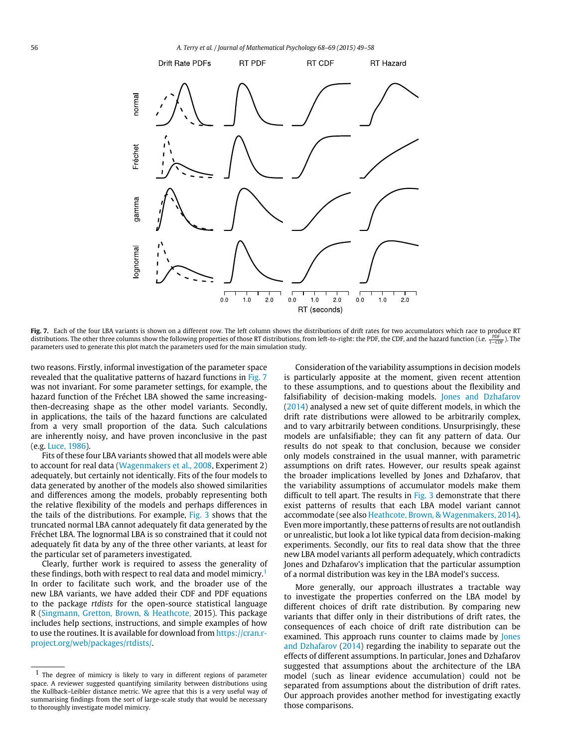Drift Rate PDFs
RT PDF
RT CDF
RT Hazard

normal
Fréchet
gamma
lognormal

0.0
1.0
2.0
0.0
1.0
2.0
0.0
1.0
2.0

RT (seconds)

**Fig. 7.** Each of the four LBA variants is shown on a different row. The left column shows the distributions of drift rates for two accumulators which race to produce RT distributions. The other three columns show the following properties of those RT distributions, from left-to-right: the PDF, the CDF, and the hazard function (i.e. $\frac{PDF}{1-CDF}$). The parameters used to generate this plot match the parameters used for the main simulation study.

two reasons. Firstly, informal investigation of the parameter space revealed that the qualitative patterns of hazard functions in Fig. 7 was not invariant. For some parameter settings, for example, the hazard function of the Fréchet LBA showed the same increasing-then-decreasing shape as the other model variants. Secondly, in applications, the tails of the hazard functions are calculated from a very small proportion of the data. Such calculations are inherently noisy, and have proven inconclusive in the past (e.g. Luce, 1986).

Fits of these four LBA variants showed that all models were able to account for real data (Wagenmakers et al., 2008, Experiment 2) adequately, but certainly not identically. Fits of the four models to data generated by another of the models also showed similarities and differences among the models, probably representing both the relative flexibility of the models and perhaps differences in the tails of the distributions. For example, Fig. 3 shows that the truncated normal LBA cannot adequately fit data generated by the Fréchet LBA. The lognormal LBA is so constrained that it could not adequately fit data by any of the three other variants, at least for the particular set of parameters investigated.

Clearly, further work is required to assess the generality of these findings, both with respect to real data and model mimicry.[1] In order to facilitate such work, and the broader use of the new LBA variants, we have added their CDF and PDF equations to the package *rtdists* for the open-source statistical language R (Singmann, Gretton, Brown, & Heathcote, 2015). This package includes help sections, instructions, and simple examples of how to use the routines. It is available for download from https://cran.r-project.org/web/packages/rtdists/.

Consideration of the variability assumptions in decision models is particularly apposite at the moment, given recent attention to these assumptions, and to questions about the flexibility and falsifiability of decision-making models. Jones and Dzhafarov (2014) analysed a new set of quite different models, in which the drift rate distributions were allowed to be arbitrarily complex, and to vary arbitrarily between conditions. Unsurprisingly, these models are unfalsifiable; they can fit any pattern of data. Our results do not speak to that conclusion, because we consider only models constrained in the usual manner, with parametric assumptions on drift rates. However, our results speak against the broader implications levelled by Jones and Dzhafarov, that the variability assumptions of accumulator models make them difficult to tell apart. The results in Fig. 3 demonstrate that there exist patterns of results that each LBA model variant cannot accommodate (see also Heathcote, Brown, & Wagenmakers, 2014). Even more importantly, these patterns of results are not outlandish or unrealistic, but look a lot like typical data from decision-making experiments. Secondly, our fits to real data show that the three new LBA model variants all perform adequately, which contradicts Jones and Dzhafarov's implication that the particular assumption of a normal distribution was key in the LBA model's success.

More generally, our approach illustrates a tractable way to investigate the properties conferred on the LBA model by different choices of drift rate distribution. By comparing new variants that differ only in their distributions of drift rates, the consequences of each choice of drift rate distribution can be examined. This approach runs counter to claims made by Jones and Dzhafarov (2014) regarding the inability to separate out the effects of different assumptions. In particular, Jones and Dzhafarov suggested that assumptions about the architecture of the LBA model (such as linear evidence accumulation) could not be separated from assumptions about the distribution of drift rates. Our approach provides another method for investigating exactly those comparisons.

[1] The degree of mimicry is likely to vary in different regions of parameter space. A reviewer suggested quantifying similarity between distributions using the Kullback–Leibler distance metric. We agree that this is a very useful way of summarising findings from the sort of large-scale study that would be necessary to thoroughly investigate model mimicry.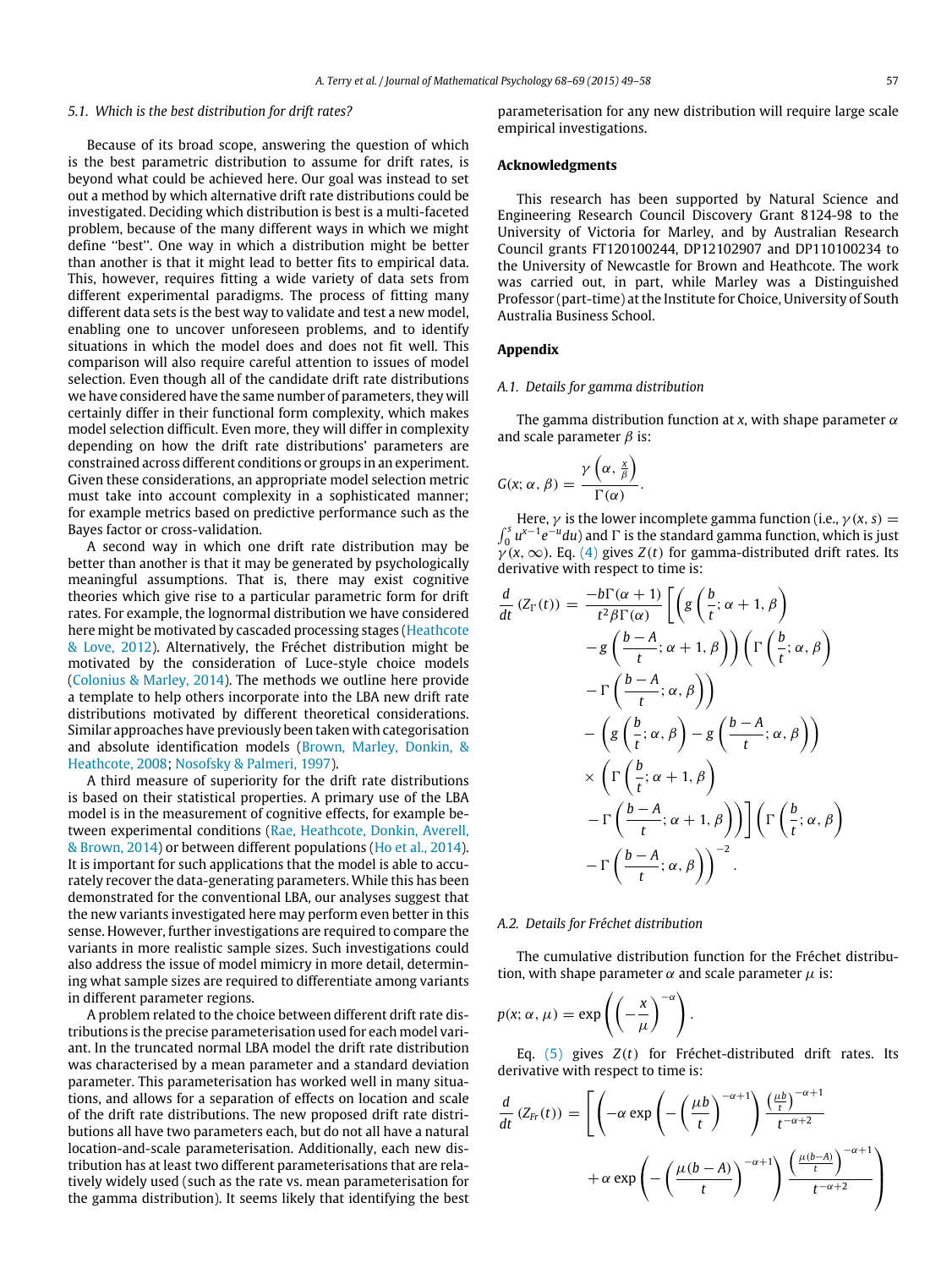### 5.1. Which is the best distribution for drift rates?

Because of its broad scope, answering the question of which is the best parametric distribution to assume for drift rates, is beyond what could be achieved here. Our goal was instead to set out a method by which alternative drift rate distributions could be investigated. Deciding which distribution is best is a multi-faceted problem, because of the many different ways in which we might define "best". One way in which a distribution might be better than another is that it might lead to better fits to empirical data. This, however, requires fitting a wide variety of data sets from different experimental paradigms. The process of fitting many different data sets is the best way to validate and test a new model, enabling one to uncover unforeseen problems, and to identify situations in which the model does and does not fit well. This comparison will also require careful attention to issues of model selection. Even though all of the candidate drift rate distributions we have considered have the same number of parameters, they will certainly differ in their functional form complexity, which makes model selection difficult. Even more, they will differ in complexity depending on how the drift rate distributions' parameters are constrained across different conditions or groups in an experiment. Given these considerations, an appropriate model selection metric must take into account complexity in a sophisticated manner; for example metrics based on predictive performance such as the Bayes factor or cross-validation.

A second way in which one drift rate distribution may be better than another is that it may be generated by psychologically meaningful assumptions. That is, there may exist cognitive theories which give rise to a particular parametric form for drift rates. For example, the lognormal distribution we have considered here might be motivated by cascaded processing stages (Heathcote & Love, 2012). Alternatively, the Fréchet distribution might be motivated by the consideration of Luce-style choice models (Colonius & Marley, 2014). The methods we outline here provide a template to help others incorporate into the LBA new drift rate distributions motivated by different theoretical considerations. Similar approaches have previously been taken with categorisation and absolute identification models (Brown, Marley, Donkin, & Heathcote, 2008; Nosofsky & Palmeri, 1997).

A third measure of superiority for the drift rate distributions is based on their statistical properties. A primary use of the LBA model is in the measurement of cognitive effects, for example between experimental conditions (Rae, Heathcote, Donkin, Averell, & Brown, 2014) or between different populations (Ho et al., 2014). It is important for such applications that the model is able to accurately recover the data-generating parameters. While this has been demonstrated for the conventional LBA, our analyses suggest that the new variants investigated here may perform even better in this sense. However, further investigations are required to compare the variants in more realistic sample sizes. Such investigations could also address the issue of model mimicry in more detail, determining what sample sizes are required to differentiate among variants in different parameter regions.

A problem related to the choice between different drift rate distributions is the precise parameterisation used for each model variant. In the truncated normal LBA model the drift rate distribution was characterised by a mean parameter and a standard deviation parameter. This parameterisation has worked well in many situations, and allows for a separation of effects on location and scale of the drift rate distributions. The new proposed drift rate distributions all have two parameters each, but do not all have a natural location-and-scale parameterisation. Additionally, each new distribution has at least two different parameterisations that are relatively widely used (such as the rate vs. mean parameterisation for the gamma distribution). It seems likely that identifying the best parameterisation for any new distribution will require large scale empirical investigations.

## Acknowledgments

This research has been supported by Natural Science and Engineering Research Council Discovery Grant 8124-98 to the University of Victoria for Marley, and by Australian Research Council grants FT120100244, DP12102907 and DP110100234 to the University of Newcastle for Brown and Heathcote. The work was carried out, in part, while Marley was a Distinguished Professor (part-time) at the Institute for Choice, University of South Australia Business School.

## Appendix

### A.1. Details for gamma distribution

The gamma distribution function at $x$, with shape parameter $\alpha$ and scale parameter $\beta$ is:

$$G(x;\alpha,\beta) = \frac{\gamma\left(\alpha, \frac{x}{\beta}\right)}{\Gamma(\alpha)}.$$

Here, $\gamma$ is the lower incomplete gamma function (i.e., $\gamma(x,s) = \int_0^s u^{x-1}e^{-u}du$) and $\Gamma$ is the standard gamma function, which is just $\gamma(x,\infty)$. Eq. (4) gives $Z(t)$ for gamma-distributed drift rates. Its derivative with respect to time is:

$$\begin{aligned}\frac{d}{dt}\left(Z_\Gamma(t)\right) = \frac{-b\Gamma(\alpha+1)}{t^2\beta\Gamma(\alpha)}\Bigg[&\left(g\left(\frac{b}{t};\alpha+1,\beta\right) - g\left(\frac{b-A}{t};\alpha+1,\beta\right)\right)\left(\Gamma\left(\frac{b}{t};\alpha,\beta\right) - \Gamma\left(\frac{b-A}{t};\alpha,\beta\right)\right)\\ &- \left(g\left(\frac{b}{t};\alpha,\beta\right) - g\left(\frac{b-A}{t};\alpha,\beta\right)\right)\\ &\times\left(\Gamma\left(\frac{b}{t};\alpha+1,\beta\right) - \Gamma\left(\frac{b-A}{t};\alpha+1,\beta\right)\right)\Bigg]\left(\Gamma\left(\frac{b}{t};\alpha,\beta\right) - \Gamma\left(\frac{b-A}{t};\alpha,\beta\right)\right)^{-2}.\end{aligned}$$

### A.2. Details for Fréchet distribution

The cumulative distribution function for the Fréchet distribution, with shape parameter $\alpha$ and scale parameter $\mu$ is:

$$p(x;\alpha,\mu) = \exp\left(\left(-\frac{x}{\mu}\right)^{-\alpha}\right).$$

Eq. (5) gives $Z(t)$ for Fréchet-distributed drift rates. Its derivative with respect to time is:

$$\frac{d}{dt}\left(Z_{Fr}(t)\right) = \Bigg[\Bigg(-\alpha\exp\left(-\left(\frac{\mu b}{t}\right)^{-\alpha+1}\right)\frac{\left(\frac{\mu b}{t}\right)^{-\alpha+1}}{t^{-\alpha+2}} + \alpha\exp\left(-\left(\frac{\mu(b-A)}{t}\right)^{-\alpha+1}\right)\frac{\left(\frac{\mu(b-A)}{t}\right)^{-\alpha+1}}{t^{-\alpha+2}}\Bigg)$$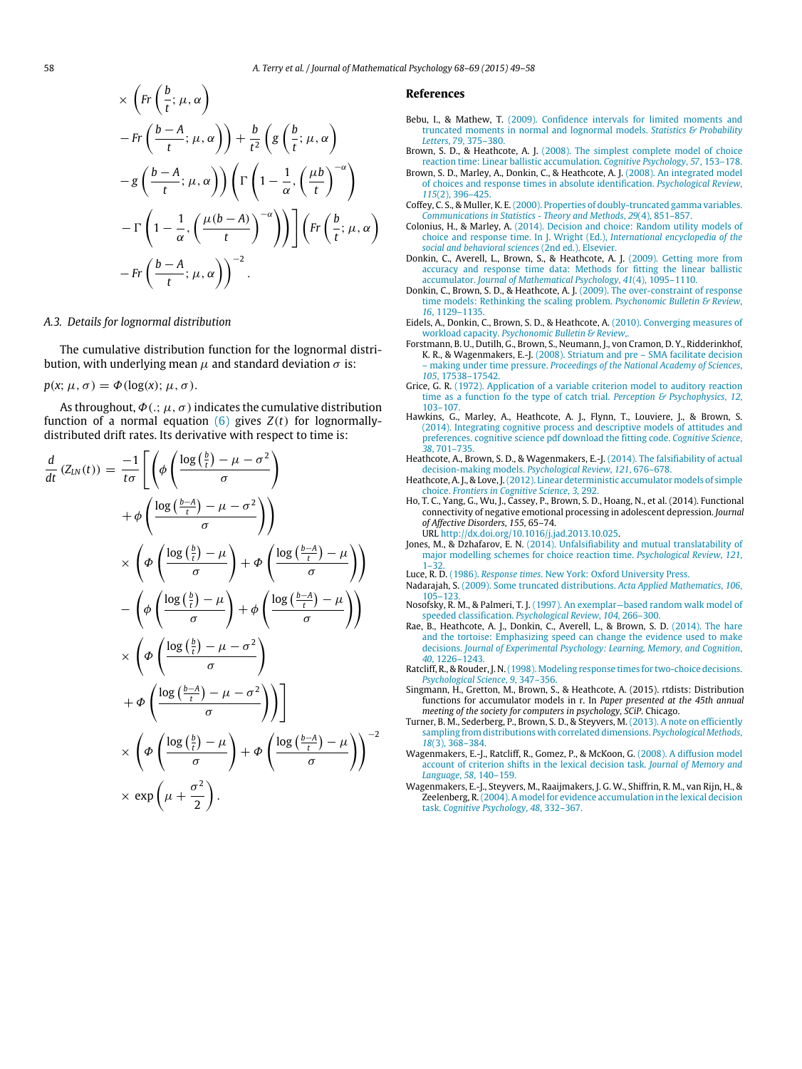$$
\times \left( Fr\left(\frac{b}{t};\mu,\alpha\right) - Fr\left(\frac{b-A}{t};\mu,\alpha\right)\right) + \frac{b}{t^2}\left(g\left(\frac{b}{t};\mu,\alpha\right) - g\left(\frac{b-A}{t};\mu,\alpha\right)\right)\left(\Gamma\left(1-\frac{1}{\alpha},\left(\frac{\mu b}{t}\right)^{-\alpha}\right) - \Gamma\left(1-\frac{1}{\alpha},\left(\frac{\mu(b-A)}{t}\right)^{-\alpha}\right)\right)\Bigg]\left(Fr\left(\frac{b}{t};\mu,\alpha\right) - Fr\left(\frac{b-A}{t};\mu,\alpha\right)\right)^{-2}.
$$

### A.3. Details for lognormal distribution

The cumulative distribution function for the lognormal distribution, with underlying mean $\mu$ and standard deviation $\sigma$ is:

$$p(x;\mu,\sigma) = \Phi(\log(x);\mu,\sigma).$$

As throughout, $\Phi(.;\mu,\sigma)$ indicates the cumulative distribution function of a normal equation (6) gives $Z(t)$ for lognormally-distributed drift rates. Its derivative with respect to time is:

$$
\begin{aligned}
\frac{d}{dt}(Z_{LN}(t)) = \frac{-1}{t\sigma}\Bigg[ & \left(\phi\left(\frac{\log\left(\frac{b}{t}\right)-\mu-\sigma^2}{\sigma}\right) + \phi\left(\frac{\log\left(\frac{b-A}{t}\right)-\mu-\sigma^2}{\sigma}\right)\right) \\
& \times \left(\Phi\left(\frac{\log\left(\frac{b}{t}\right)-\mu}{\sigma}\right) + \Phi\left(\frac{\log\left(\frac{b-A}{t}\right)-\mu}{\sigma}\right)\right) \\
& - \left(\phi\left(\frac{\log\left(\frac{b}{t}\right)-\mu}{\sigma}\right) + \phi\left(\frac{\log\left(\frac{b-A}{t}\right)-\mu}{\sigma}\right)\right) \\
& \times \left(\Phi\left(\frac{\log\left(\frac{b}{t}\right)-\mu-\sigma^2}{\sigma}\right) + \Phi\left(\frac{\log\left(\frac{b-A}{t}\right)-\mu-\sigma^2}{\sigma}\right)\right)\Bigg] \\
& \times \left(\Phi\left(\frac{\log\left(\frac{b}{t}\right)-\mu}{\sigma}\right) + \Phi\left(\frac{\log\left(\frac{b-A}{t}\right)-\mu}{\sigma}\right)\right)^{-2} \\
& \times \exp\left(\mu + \frac{\sigma^2}{2}\right).
\end{aligned}
$$

## References

Bebu, I., & Mathew, T. (2009). Confidence intervals for limited moments and truncated moments in normal and lognormal models. *Statistics & Probability Letters*, *79*, 375–380.

Brown, S. D., & Heathcote, A. J. (2008). The simplest complete model of choice reaction time: Linear ballistic accumulation. *Cognitive Psychology*, *57*, 153–178.

Brown, S. D., Marley, A., Donkin, C., & Heathcote, A. J. (2008). An integrated model of choices and response times in absolute identification. *Psychological Review*, *115*(2), 396–425.

Coffey, C. S., & Muller, K. E. (2000). Properties of doubly-truncated gamma variables. *Communications in Statistics - Theory and Methods*, *29*(4), 851–857.

Colonius, H., & Marley, A. (2014). Decision and choice: Random utility models of choice and response time. In J. Wright (Ed.), *International encyclopedia of the social and behavioral sciences* (2nd ed.). Elsevier.

Donkin, C., Averell, L., Brown, S., & Heathcote, A. J. (2009). Getting more from accuracy and response time data: Methods for fitting the linear ballistic accumulator. *Journal of Mathematical Psychology*, *41*(4), 1095–1110.

Donkin, C., Brown, S. D., & Heathcote, A. J. (2009). The over-constraint of response time models: Rethinking the scaling problem. *Psychonomic Bulletin & Review*, *16*, 1129–1135.

Eidels, A., Donkin, C., Brown, S. D., & Heathcote, A. (2010). Converging measures of workload capacity. *Psychonomic Bulletin & Review*,.

Forstmann, B. U., Dutilh, G., Brown, S., Neumann, J., von Cramon, D. Y., Ridderinkhof, K. R., & Wagenmakers, E.-J. (2008). Striatum and pre – SMA facilitate decision – making under time pressure. *Proceedings of the National Academy of Sciences*, *105*, 17538–17542.

Grice, G. R. (1972). Application of a variable criterion model to auditory reaction time as a function fo the type of catch trial. *Perception & Psychophysics*, *12*, 103–107.

Hawkins, G., Marley, A., Heathcote, A. J., Flynn, T., Louviere, J., & Brown, S. (2014). Integrating cognitive process and descriptive models of attitudes and preferences. cognitive science pdf download the fitting code. *Cognitive Science*, *38*, 701–735.

Heathcote, A., Brown, S. D., & Wagenmakers, E.-J. (2014). The falsifiability of actual decision-making models. *Psychological Review*, *121*, 676–678.

Heathcote, A. J., & Love, J. (2012). Linear deterministic accumulator models of simple choice. *Frontiers in Cognitive Science*, *3*, 292.

Ho, T. C., Yang, G., Wu, J., Cassey, P., Brown, S. D., Hoang, N., et al. (2014). Functional connectivity of negative emotional processing in adolescent depression. *Journal of Affective Disorders*, *155*, 65–74. URL http://dx.doi.org/10.1016/j.jad.2013.10.025.

Jones, M., & Dzhafarov, E. N. (2014). Unfalsifiability and mutual translatability of major modelling schemes for choice reaction time. *Psychological Review*, *121*, 1–32.

Luce, R. D. (1986). *Response times*. New York: Oxford University Press.

Nadarajah, S. (2009). Some truncated distributions. *Acta Applied Mathematics*, *106*, 105–123.

Nosofsky, R. M., & Palmeri, T. J. (1997). An exemplar—based random walk model of speeded classification. *Psychological Review*, *104*, 266–300.

Rae, B., Heathcote, A. J., Donkin, C., Averell, L., & Brown, S. D. (2014). The hare and the tortoise: Emphasizing speed can change the evidence used to make decisions. *Journal of Experimental Psychology: Learning, Memory, and Cognition*, *40*, 1226–1243.

Ratcliff, R., & Rouder, J. N. (1998). Modeling response times for two-choice decisions. *Psychological Science*, *9*, 347–356.

Singmann, H., Gretton, M., Brown, S., & Heathcote, A. (2015). rtdists: Distribution functions for accumulator models in r. In *Paper presented at the 45th annual meeting of the society for computers in psychology, SCiP*. Chicago.

Turner, B. M., Sederberg, P., Brown, S. D., & Steyvers, M. (2013). A note on efficiently sampling from distributions with correlated dimensions. *Psychological Methods*, *18*(3), 368–384.

Wagenmakers, E.-J., Ratcliff, R., Gomez, P., & McKoon, G. (2008). A diffusion model account of criterion shifts in the lexical decision task. *Journal of Memory and Language*, *58*, 140–159.

Wagenmakers, E.-J., Steyvers, M., Raaijmakers, J. G. W., Shiffrin, R. M., van Rijn, H., & Zeelenberg, R. (2004). A model for evidence accumulation in the lexical decision task. *Cognitive Psychology*, *48*, 332–367.